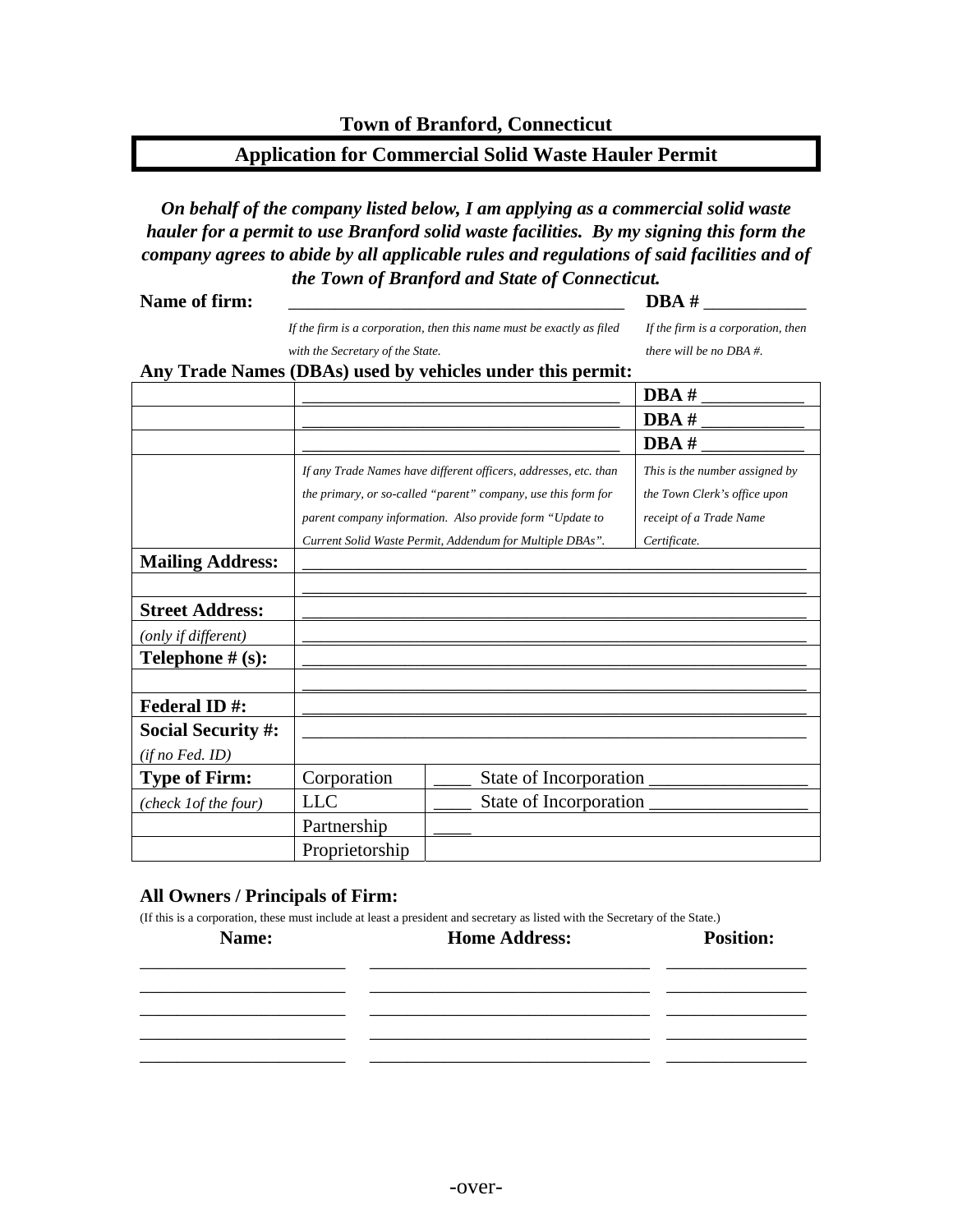**Town of Branford, Connecticut**

## Application for Commercial Solid Waste Hauler Permit

***On behalf of the company listed below, I am applying as a commercial solid waste hauler for a permit to use Branford solid waste facilities. By my signing this form the company agrees to abide by all applicable rules and regulations of said facilities and of the Town of Branford and State of Connecticut.***

**Name of firm:** ______________________________________ **DBA #** ___________

*If the firm is a corporation, then this name must be exactly as filed with the Secretary of the State.* *If the firm is a corporation, then there will be no DBA #.*

**Any Trade Names (DBAs) used by vehicles under this permit:**

| | | | |
|---|---|---|---|
| | ___________________________________ | | **DBA #** ___________ |
| | ___________________________________ | | **DBA #** ___________ |
| | ___________________________________ | | **DBA #** ___________ |
| | *If any Trade Names have different officers, addresses, etc. than the primary, or so-called "parent" company, use this form for parent company information. Also provide form "Update to Current Solid Waste Permit, Addendum for Multiple DBAs".* | | *This is the number assigned by the Town Clerk's office upon receipt of a Trade Name Certificate.* |
| **Mailing Address:** | ___________________________________ | | |
| | ___________________________________ | | |
| **Street Address:** | ___________________________________ | | |
| *(only if different)* | ___________________________________ | | |
| **Telephone # (s):** | ___________________________________ | | |
| | ___________________________________ | | |
| **Federal ID #:** | ___________________________________ | | |
| **Social Security #:** *(if no Fed. ID)* | ___________________________________ | | |
| **Type of Firm:** | Corporation | ____ State of Incorporation _________________ | |
| *(check 1of the four)* | LLC | ____ State of Incorporation _________________ | |
| | Partnership | ____ | |
| | Proprietorship | | |

**All Owners / Principals of Firm:**

(If this is a corporation, these must include at least a president and secretary as listed with the Secretary of the State.)

| Name: | Home Address: | Position: |
|---|---|---|
| ______________________ | ______________________________ | _______________ |
| ______________________ | ______________________________ | _______________ |
| ______________________ | ______________________________ | _______________ |
| ______________________ | ______________________________ | _______________ |
| ______________________ | ______________________________ | _______________ |

-over-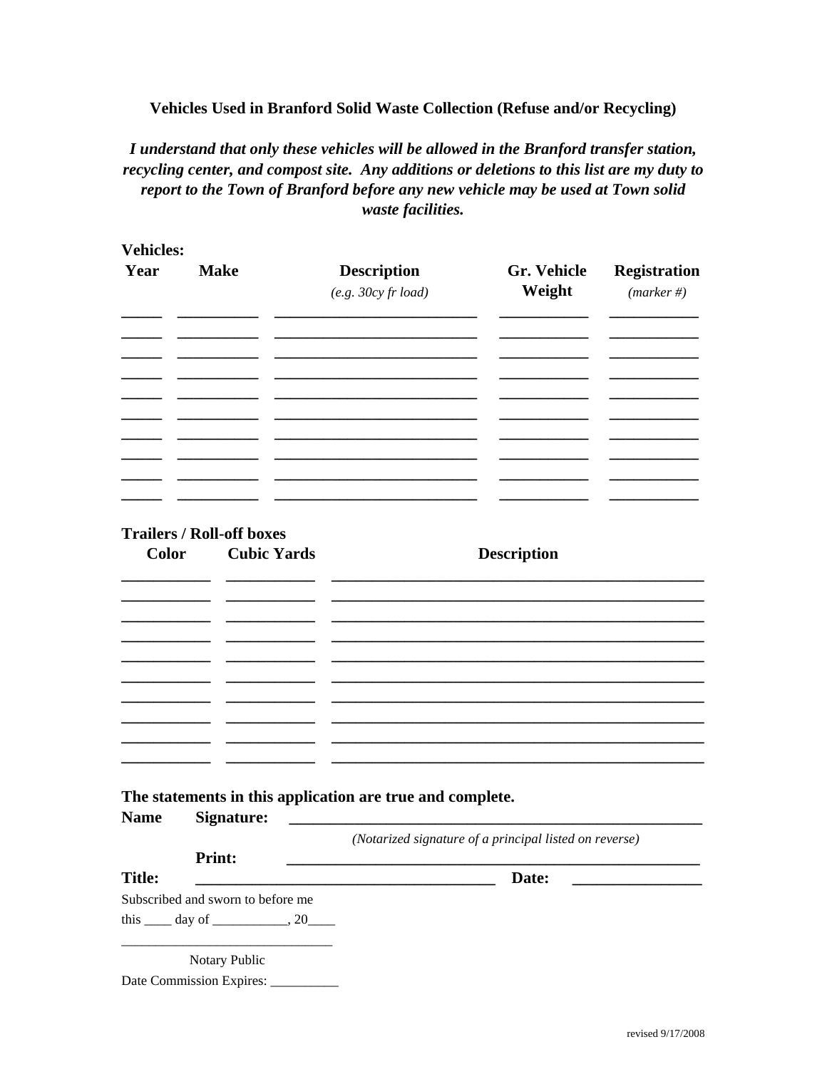**Vehicles Used in Branford Solid Waste Collection (Refuse and/or Recycling)**

***I understand that only these vehicles will be allowed in the Branford transfer station, recycling center, and compost site. Any additions or deletions to this list are my duty to report to the Town of Branford before any new vehicle may be used at Town solid waste facilities.***

**Vehicles:**

| **Year** | **Make** | **Description** *(e.g. 30cy fr load)* | **Gr. Vehicle Weight** | **Registration** *(marker #)* |
|---|---|---|---|---|
| | | | | |
| | | | | |
| | | | | |
| | | | | |
| | | | | |
| | | | | |
| | | | | |
| | | | | |
| | | | | |
| | | | | |

**Trailers / Roll-off boxes**

| **Color** | **Cubic Yards** | **Description** |
|---|---|---|
| | | |
| | | |
| | | |
| | | |
| | | |
| | | |
| | | |
| | | |
| | | |
| | | |

**The statements in this application are true and complete.**

**Name** **Signature:** ______________________________________________

*(Notarized signature of a principal listed on reverse)*

**Print:** ______________________________________________

**Title:** ____________________________________ **Date:** ______________

Subscribed and sworn to before me

this ____ day of ___________, 20____

______________________________

Notary Public

Date Commission Expires: __________

revised 9/17/2008